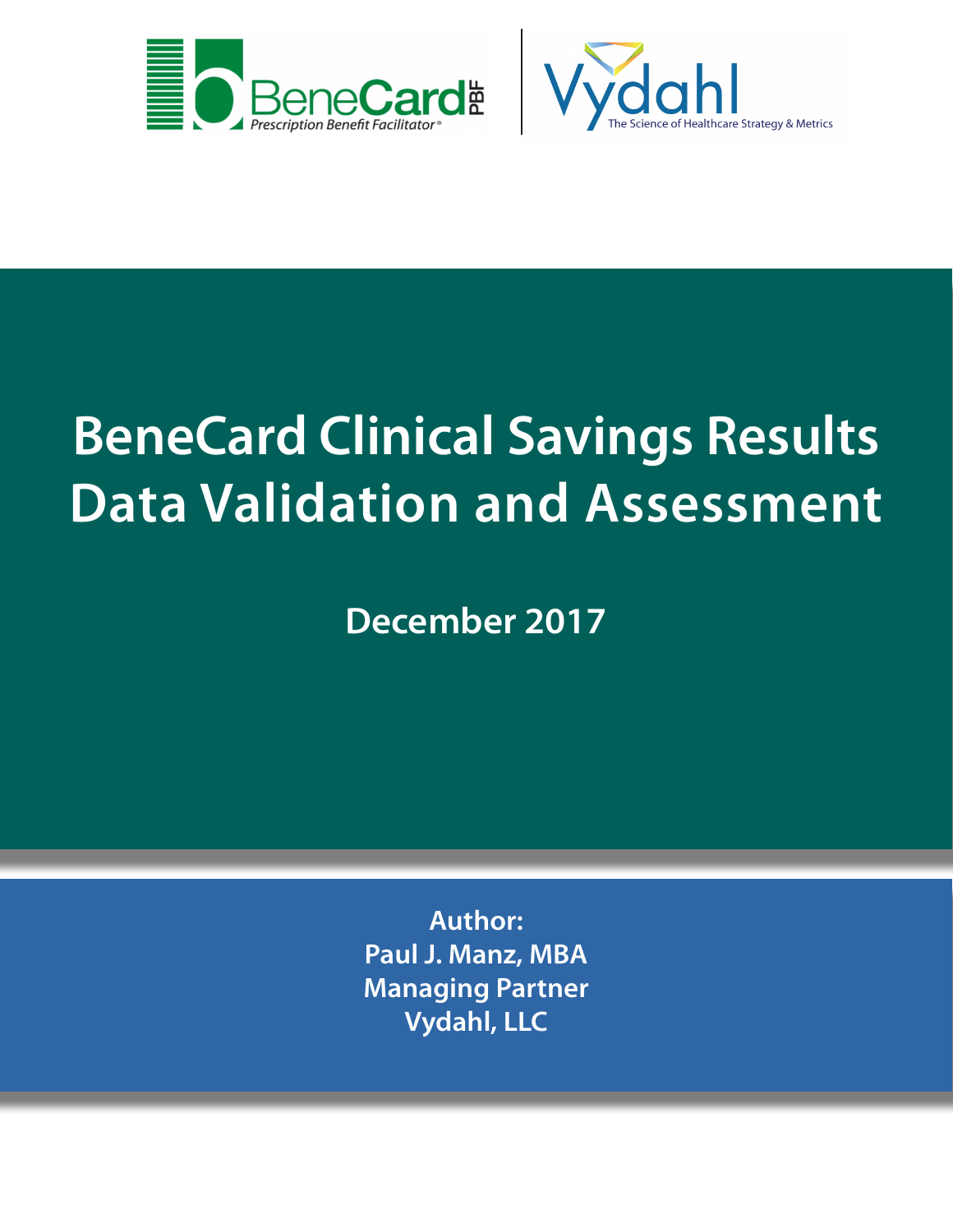BeneCard PBF
Prescription Benefit Facilitator®

Vydahl
The Science of Healthcare Strategy & Metrics

# BeneCard Clinical Savings Results Data Validation and Assessment

**December 2017**

**Author:**
**Paul J. Manz, MBA**
**Managing Partner**
**Vydahl, LLC**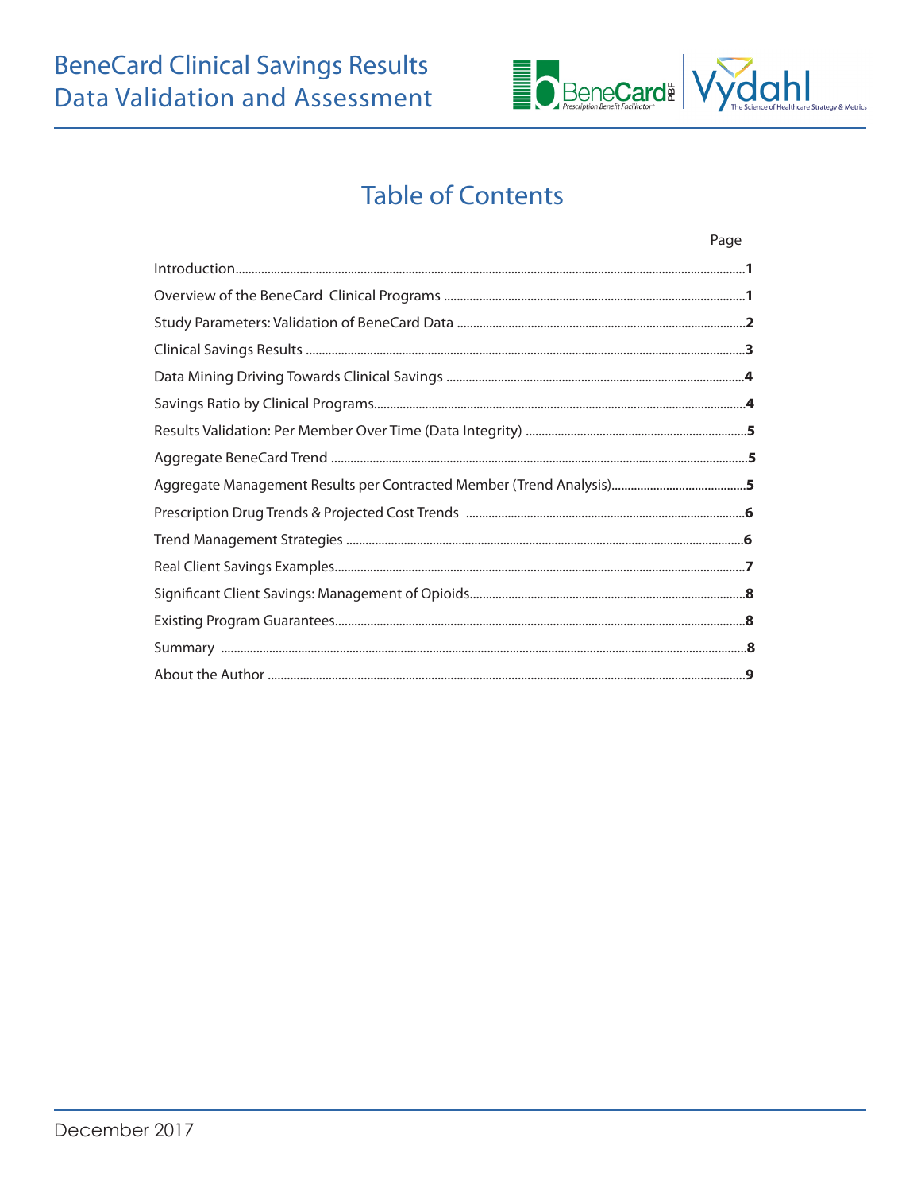# Table of Contents

| | Page |
|---|---|
| Introduction | 1 |
| Overview of the BeneCard Clinical Programs | 1 |
| Study Parameters: Validation of BeneCard Data | 2 |
| Clinical Savings Results | 3 |
| Data Mining Driving Towards Clinical Savings | 4 |
| Savings Ratio by Clinical Programs | 4 |
| Results Validation: Per Member Over Time (Data Integrity) | 5 |
| Aggregate BeneCard Trend | 5 |
| Aggregate Management Results per Contracted Member (Trend Analysis) | 5 |
| Prescription Drug Trends & Projected Cost Trends | 6 |
| Trend Management Strategies | 6 |
| Real Client Savings Examples | 7 |
| Significant Client Savings: Management of Opioids | 8 |
| Existing Program Guarantees | 8 |
| Summary | 8 |
| About the Author | 9 |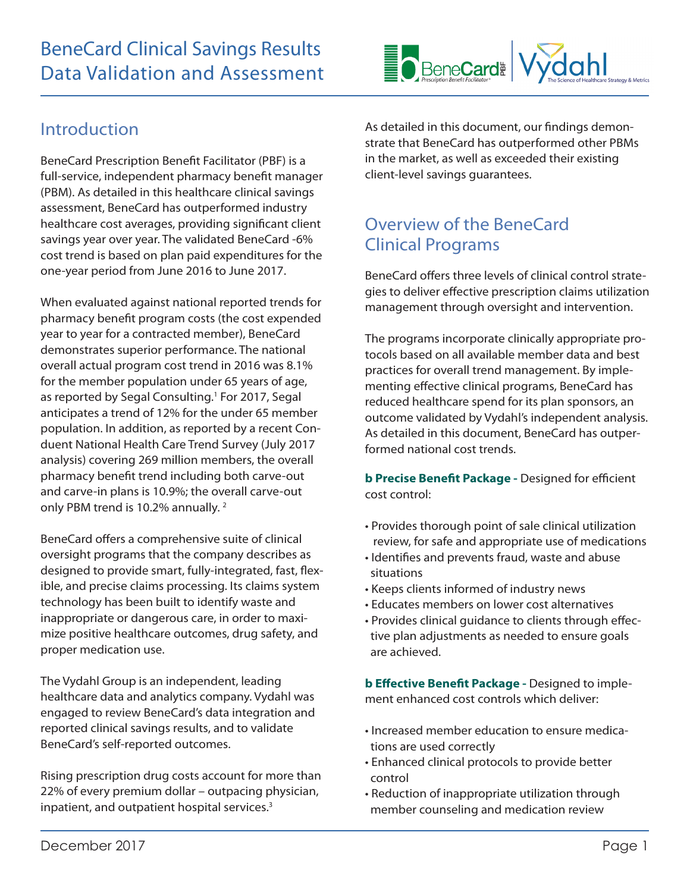# BeneCard Clinical Savings Results Data Validation and Assessment

## Introduction

BeneCard Prescription Benefit Facilitator (PBF) is a full-service, independent pharmacy benefit manager (PBM). As detailed in this healthcare clinical savings assessment, BeneCard has outperformed industry healthcare cost averages, providing significant client savings year over year. The validated BeneCard -6% cost trend is based on plan paid expenditures for the one-year period from June 2016 to June 2017.

When evaluated against national reported trends for pharmacy benefit program costs (the cost expended year to year for a contracted member), BeneCard demonstrates superior performance. The national overall actual program cost trend in 2016 was 8.1% for the member population under 65 years of age, as reported by Segal Consulting.[1] For 2017, Segal anticipates a trend of 12% for the under 65 member population. In addition, as reported by a recent Conduent National Health Care Trend Survey (July 2017 analysis) covering 269 million members, the overall pharmacy benefit trend including both carve-out and carve-in plans is 10.9%; the overall carve-out only PBM trend is 10.2% annually.[2]

BeneCard offers a comprehensive suite of clinical oversight programs that the company describes as designed to provide smart, fully-integrated, fast, flexible, and precise claims processing. Its claims system technology has been built to identify waste and inappropriate or dangerous care, in order to maximize positive healthcare outcomes, drug safety, and proper medication use.

The Vydahl Group is an independent, leading healthcare data and analytics company. Vydahl was engaged to review BeneCard's data integration and reported clinical savings results, and to validate BeneCard's self-reported outcomes.

Rising prescription drug costs account for more than 22% of every premium dollar – outpacing physician, inpatient, and outpatient hospital services.[3]

As detailed in this document, our findings demonstrate that BeneCard has outperformed other PBMs in the market, as well as exceeded their existing client-level savings guarantees.

## Overview of the BeneCard Clinical Programs

BeneCard offers three levels of clinical control strategies to deliver effective prescription claims utilization management through oversight and intervention.

The programs incorporate clinically appropriate protocols based on all available member data and best practices for overall trend management. By implementing effective clinical programs, BeneCard has reduced healthcare spend for its plan sponsors, an outcome validated by Vydahl's independent analysis. As detailed in this document, BeneCard has outperformed national cost trends.

**b Precise Benefit Package -** Designed for efficient cost control:

- Provides thorough point of sale clinical utilization review, for safe and appropriate use of medications
- Identifies and prevents fraud, waste and abuse situations
- Keeps clients informed of industry news
- Educates members on lower cost alternatives
- Provides clinical guidance to clients through effective plan adjustments as needed to ensure goals are achieved.

**b Effective Benefit Package -** Designed to implement enhanced cost controls which deliver:

- Increased member education to ensure medications are used correctly
- Enhanced clinical protocols to provide better control
- Reduction of inappropriate utilization through member counseling and medication review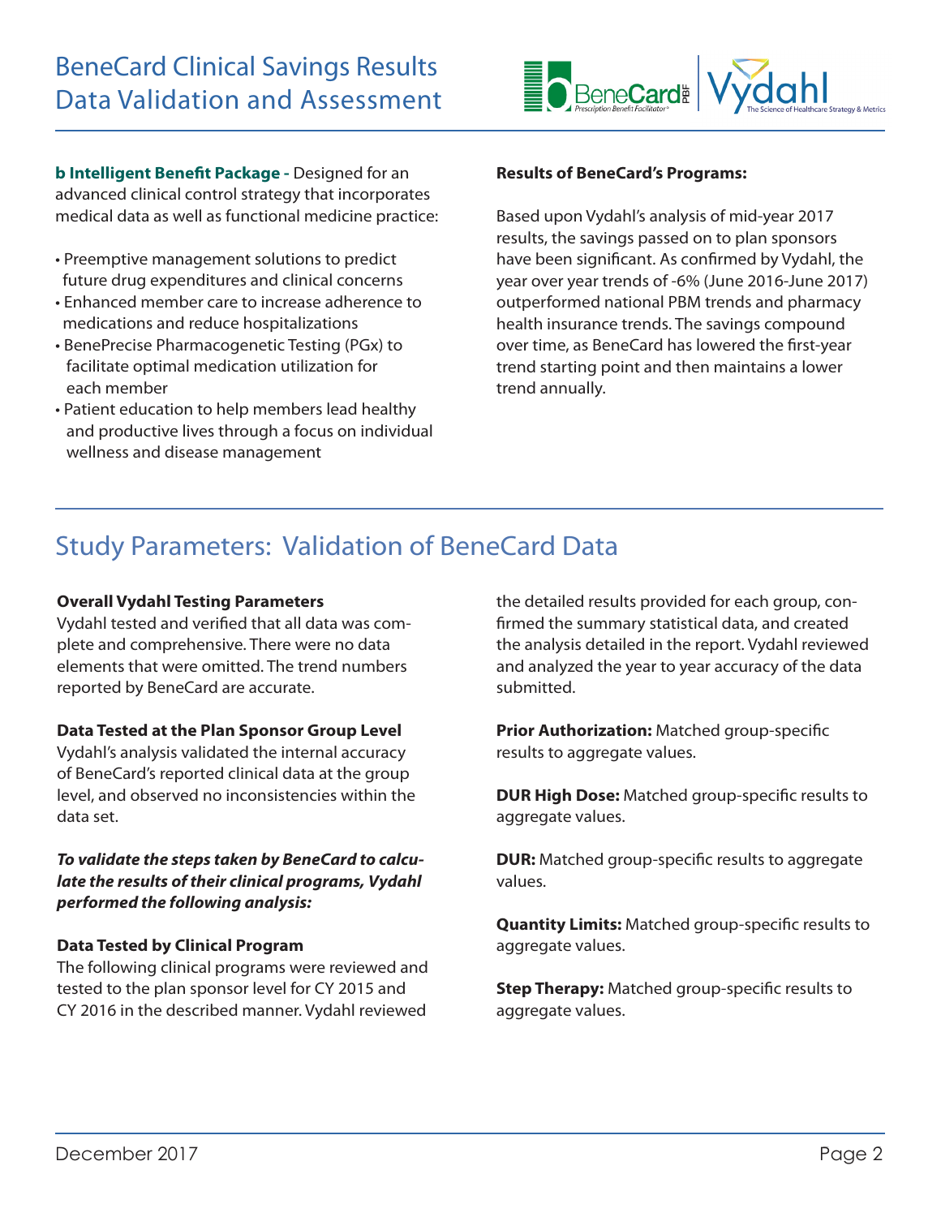**b Intelligent Benefit Package -** Designed for an advanced clinical control strategy that incorporates medical data as well as functional medicine practice:

- Preemptive management solutions to predict future drug expenditures and clinical concerns
- Enhanced member care to increase adherence to medications and reduce hospitalizations
- BenePrecise Pharmacogenetic Testing (PGx) to facilitate optimal medication utilization for each member
- Patient education to help members lead healthy and productive lives through a focus on individual wellness and disease management

**Results of BeneCard's Programs:**

Based upon Vydahl's analysis of mid-year 2017 results, the savings passed on to plan sponsors have been significant. As confirmed by Vydahl, the year over year trends of -6% (June 2016-June 2017) outperformed national PBM trends and pharmacy health insurance trends. The savings compound over time, as BeneCard has lowered the first-year trend starting point and then maintains a lower trend annually.

## Study Parameters: Validation of BeneCard Data

**Overall Vydahl Testing Parameters**

Vydahl tested and verified that all data was complete and comprehensive. There were no data elements that were omitted. The trend numbers reported by BeneCard are accurate.

**Data Tested at the Plan Sponsor Group Level**

Vydahl's analysis validated the internal accuracy of BeneCard's reported clinical data at the group level, and observed no inconsistencies within the data set.

***To validate the steps taken by BeneCard to calculate the results of their clinical programs, Vydahl performed the following analysis:***

**Data Tested by Clinical Program**

The following clinical programs were reviewed and tested to the plan sponsor level for CY 2015 and CY 2016 in the described manner. Vydahl reviewed the detailed results provided for each group, confirmed the summary statistical data, and created the analysis detailed in the report. Vydahl reviewed and analyzed the year to year accuracy of the data submitted.

**Prior Authorization:** Matched group-specific results to aggregate values.

**DUR High Dose:** Matched group-specific results to aggregate values.

**DUR:** Matched group-specific results to aggregate values.

**Quantity Limits:** Matched group-specific results to aggregate values.

**Step Therapy:** Matched group-specific results to aggregate values.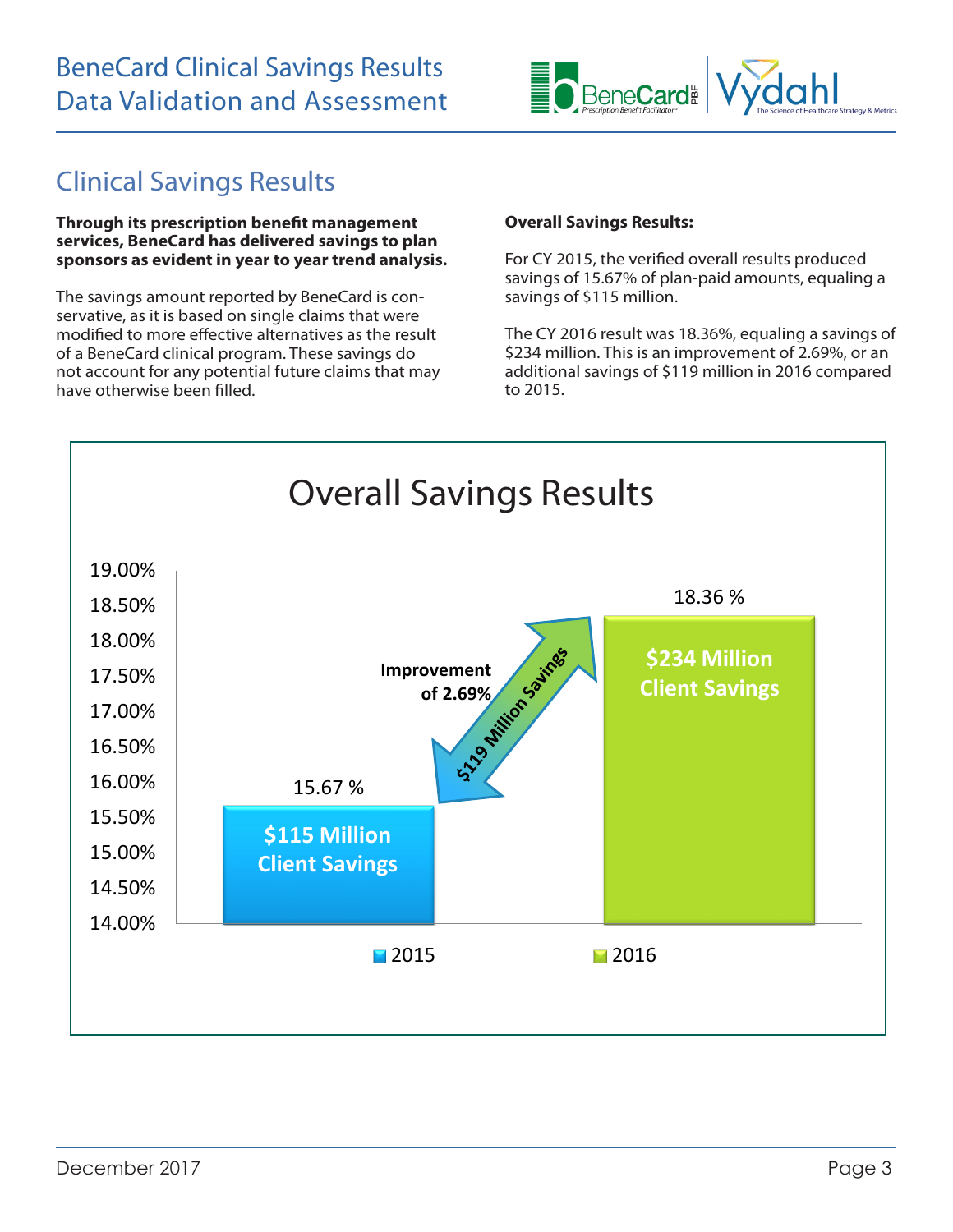## Clinical Savings Results

**Through its prescription benefit management services, BeneCard has delivered savings to plan sponsors as evident in year to year trend analysis.**

The savings amount reported by BeneCard is conservative, as it is based on single claims that were modified to more effective alternatives as the result of a BeneCard clinical program. These savings do not account for any potential future claims that may have otherwise been filled.

**Overall Savings Results:**

For CY 2015, the verified overall results produced savings of 15.67% of plan-paid amounts, equaling a savings of $115 million.

The CY 2016 result was 18.36%, equaling a savings of $234 million. This is an improvement of 2.69%, or an additional savings of $119 million in 2016 compared to 2015.

### Overall Savings Results

| Year | Savings % | Client Savings |
|---|---|---|
| 2015 | 15.67 % | $115 Million Client Savings |
| 2016 | 18.36 % | $234 Million Client Savings |

Improvement of 2.69% — $119 Million Savings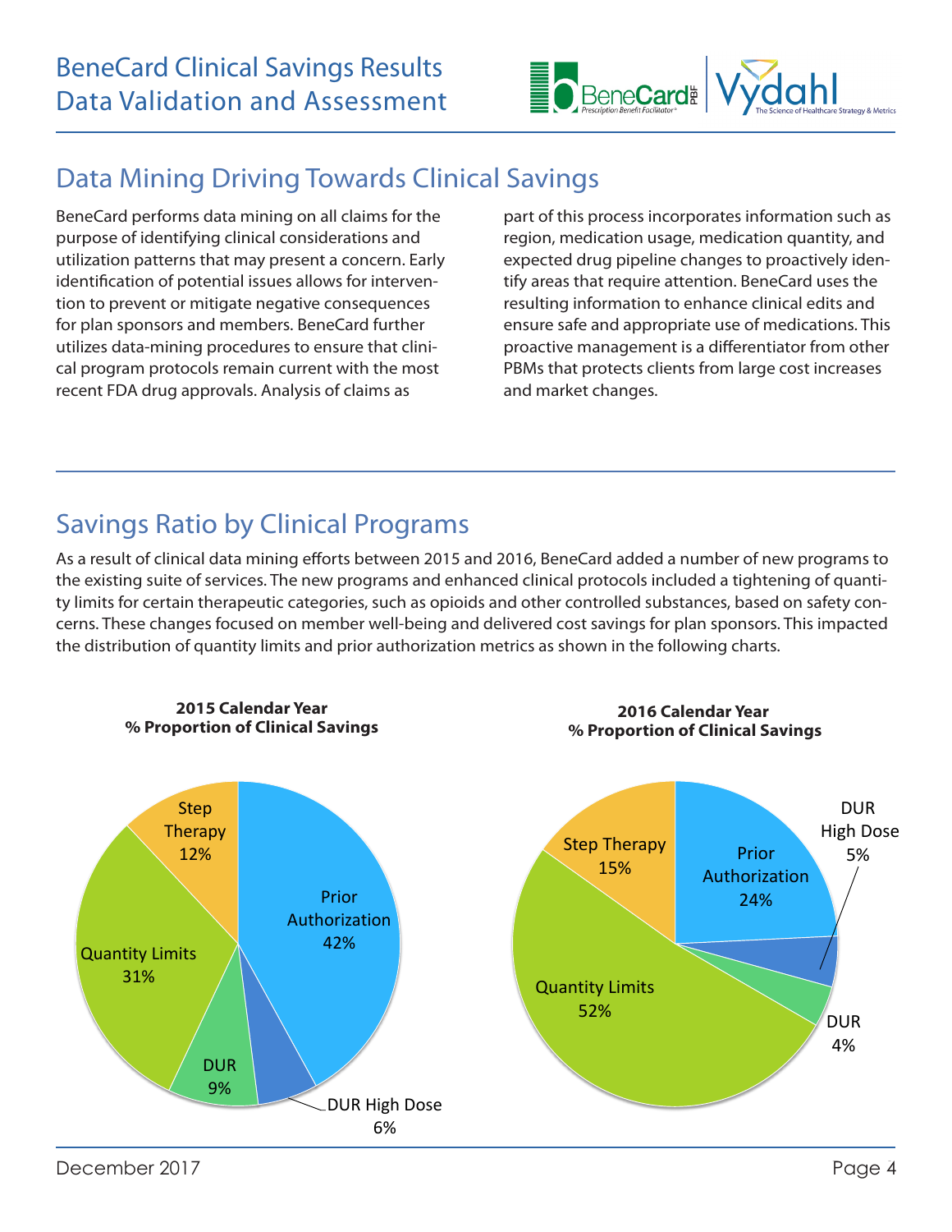# BeneCard Clinical Savings Results
# Data Validation and Assessment

## Data Mining Driving Towards Clinical Savings

BeneCard performs data mining on all claims for the purpose of identifying clinical considerations and utilization patterns that may present a concern. Early identification of potential issues allows for intervention to prevent or mitigate negative consequences for plan sponsors and members. BeneCard further utilizes data-mining procedures to ensure that clinical program protocols remain current with the most recent FDA drug approvals. Analysis of claims as part of this process incorporates information such as region, medication usage, medication quantity, and expected drug pipeline changes to proactively identify areas that require attention. BeneCard uses the resulting information to enhance clinical edits and ensure safe and appropriate use of medications. This proactive management is a differentiator from other PBMs that protects clients from large cost increases and market changes.

## Savings Ratio by Clinical Programs

As a result of clinical data mining efforts between 2015 and 2016, BeneCard added a number of new programs to the existing suite of services. The new programs and enhanced clinical protocols included a tightening of quantity limits for certain therapeutic categories, such as opioids and other controlled substances, based on safety concerns. These changes focused on member well-being and delivered cost savings for plan sponsors. This impacted the distribution of quantity limits and prior authorization metrics as shown in the following charts.

**2015 Calendar Year**
**% Proportion of Clinical Savings**

| Program | % |
|---|---|
| Prior Authorization | 42% |
| Quantity Limits | 31% |
| Step Therapy | 12% |
| DUR | 9% |
| DUR High Dose | 6% |

**2016 Calendar Year**
**% Proportion of Clinical Savings**

| Program | % |
|---|---|
| Quantity Limits | 52% |
| Prior Authorization | 24% |
| Step Therapy | 15% |
| DUR High Dose | 5% |
| DUR | 4% |

December 2017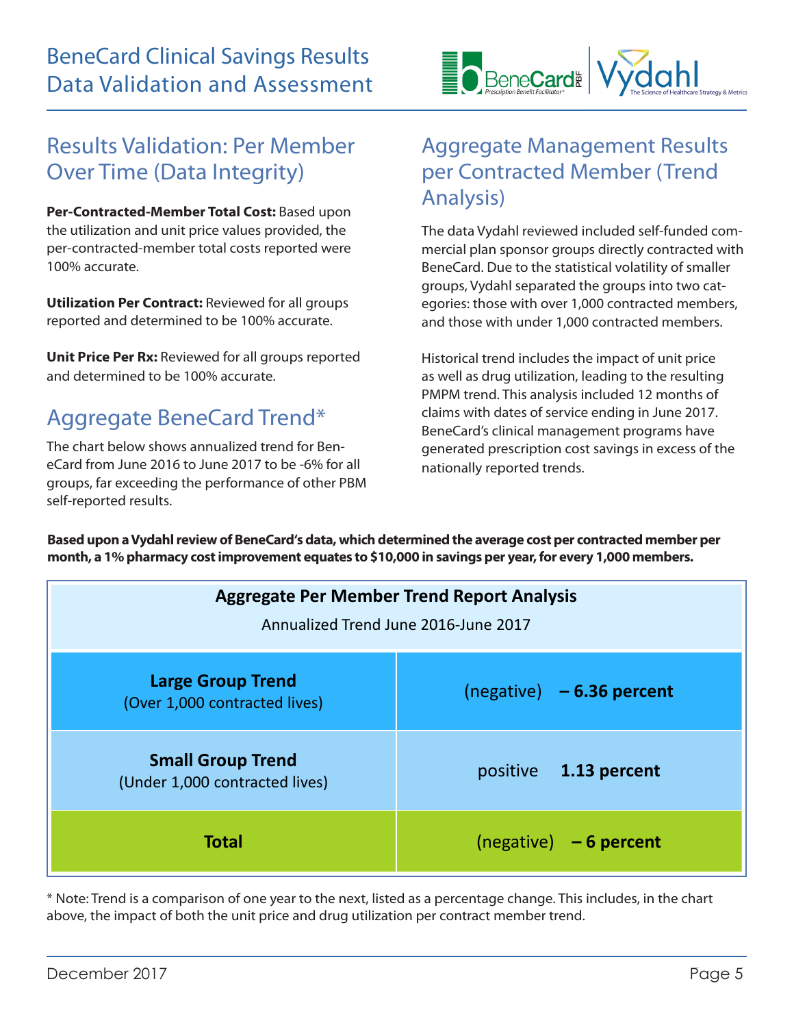# BeneCard Clinical Savings Results Data Validation and Assessment

## Results Validation: Per Member Over Time (Data Integrity)

**Per-Contracted-Member Total Cost:** Based upon the utilization and unit price values provided, the per-contracted-member total costs reported were 100% accurate.

**Utilization Per Contract:** Reviewed for all groups reported and determined to be 100% accurate.

**Unit Price Per Rx:** Reviewed for all groups reported and determined to be 100% accurate.

## Aggregate BeneCard Trend*

The chart below shows annualized trend for BeneCard from June 2016 to June 2017 to be -6% for all groups, far exceeding the performance of other PBM self-reported results.

## Aggregate Management Results per Contracted Member (Trend Analysis)

The data Vydahl reviewed included self-funded commercial plan sponsor groups directly contracted with BeneCard. Due to the statistical volatility of smaller groups, Vydahl separated the groups into two categories: those with over 1,000 contracted members, and those with under 1,000 contracted members.

Historical trend includes the impact of unit price as well as drug utilization, leading to the resulting PMPM trend. This analysis included 12 months of claims with dates of service ending in June 2017. BeneCard's clinical management programs have generated prescription cost savings in excess of the nationally reported trends.

**Based upon a Vydahl review of BeneCard's data, which determined the average cost per contracted member per month, a 1% pharmacy cost improvement equates to $10,000 in savings per year, for every 1,000 members.**

**Aggregate Per Member Trend Report Analysis**

Annualized Trend June 2016-June 2017

| Group | Trend |
| --- | --- |
| **Large Group Trend** (Over 1,000 contracted lives) | (negative) **– 6.36 percent** |
| **Small Group Trend** (Under 1,000 contracted lives) | positive **1.13 percent** |
| **Total** | (negative) **– 6 percent** |

* Note: Trend is a comparison of one year to the next, listed as a percentage change. This includes, in the chart above, the impact of both the unit price and drug utilization per contract member trend.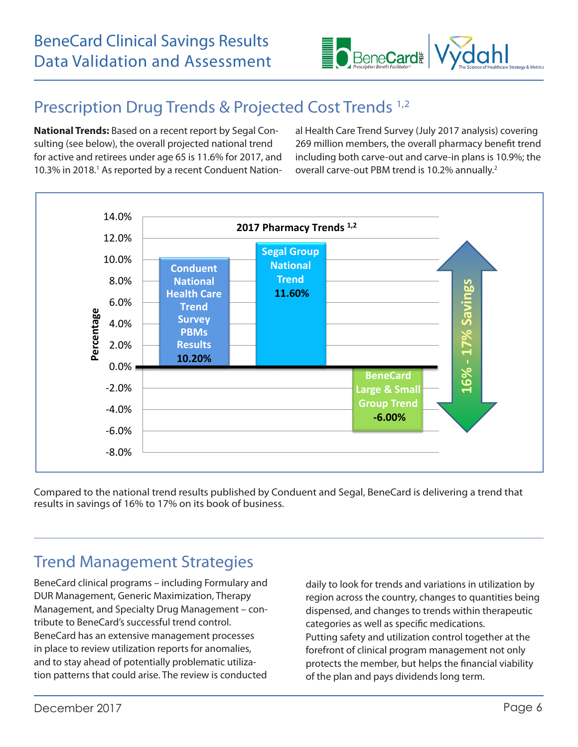# BeneCard Clinical Savings Results Data Validation and Assessment

## Prescription Drug Trends & Projected Cost Trends [1,2]

**National Trends:** Based on a recent report by Segal Consulting (see below), the overall projected national trend for active and retirees under age 65 is 11.6% for 2017, and 10.3% in 2018.[1] As reported by a recent Conduent National Health Care Trend Survey (July 2017 analysis) covering 269 million members, the overall pharmacy benefit trend including both carve-out and carve-in plans is 10.9%; the overall carve-out PBM trend is 10.2% annually.[2]

**2017 Pharmacy Trends [1,2]**

| Trend | Percentage |
|---|---|
| Conduent National Health Care Trend Survey PBMs Results | 10.20% |
| Segal Group National Trend | 11.60% |
| BeneCard Large & Small Group Trend | -6.00% |

16% - 17% Savings

Compared to the national trend results published by Conduent and Segal, BeneCard is delivering a trend that results in savings of 16% to 17% on its book of business.

## Trend Management Strategies

BeneCard clinical programs – including Formulary and DUR Management, Generic Maximization, Therapy Management, and Specialty Drug Management – contribute to BeneCard's successful trend control. BeneCard has an extensive management processes in place to review utilization reports for anomalies, and to stay ahead of potentially problematic utilization patterns that could arise. The review is conducted daily to look for trends and variations in utilization by region across the country, changes to quantities being dispensed, and changes to trends within therapeutic categories as well as specific medications.

Putting safety and utilization control together at the forefront of clinical program management not only protects the member, but helps the financial viability of the plan and pays dividends long term.

December 2017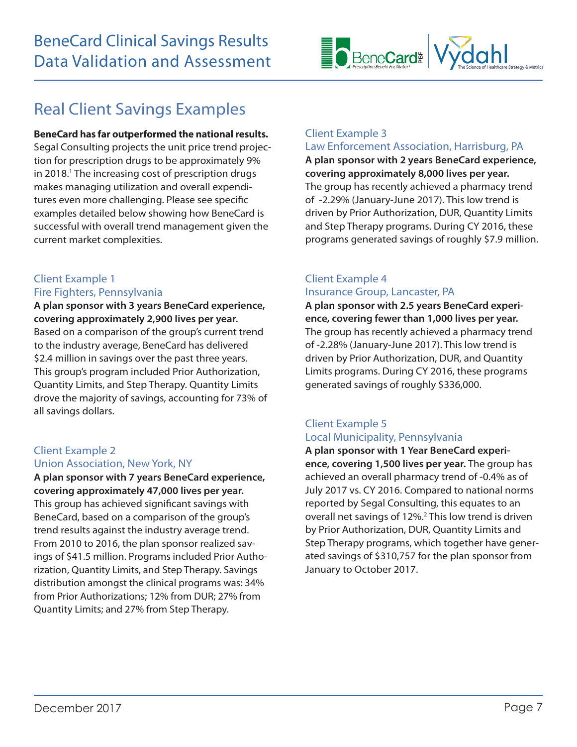## Real Client Savings Examples

**BeneCard has far outperformed the national results.** Segal Consulting projects the unit price trend projection for prescription drugs to be approximately 9% in 2018.[1] The increasing cost of prescription drugs makes managing utilization and overall expenditures even more challenging. Please see specific examples detailed below showing how BeneCard is successful with overall trend management given the current market complexities.

### Client Example 1
### Fire Fighters, Pennsylvania

**A plan sponsor with 3 years BeneCard experience, covering approximately 2,900 lives per year.** Based on a comparison of the group's current trend to the industry average, BeneCard has delivered $2.4 million in savings over the past three years. This group's program included Prior Authorization, Quantity Limits, and Step Therapy. Quantity Limits drove the majority of savings, accounting for 73% of all savings dollars.

### Client Example 2
### Union Association, New York, NY

**A plan sponsor with 7 years BeneCard experience, covering approximately 47,000 lives per year.** This group has achieved significant savings with BeneCard, based on a comparison of the group's trend results against the industry average trend. From 2010 to 2016, the plan sponsor realized savings of $41.5 million. Programs included Prior Authorization, Quantity Limits, and Step Therapy. Savings distribution amongst the clinical programs was: 34% from Prior Authorizations; 12% from DUR; 27% from Quantity Limits; and 27% from Step Therapy.

### Client Example 3
### Law Enforcement Association, Harrisburg, PA

**A plan sponsor with 2 years BeneCard experience, covering approximately 8,000 lives per year.** The group has recently achieved a pharmacy trend of -2.29% (January-June 2017). This low trend is driven by Prior Authorization, DUR, Quantity Limits and Step Therapy programs. During CY 2016, these programs generated savings of roughly $7.9 million.

### Client Example 4
### Insurance Group, Lancaster, PA

**A plan sponsor with 2.5 years BeneCard experience, covering fewer than 1,000 lives per year.** The group has recently achieved a pharmacy trend of -2.28% (January-June 2017). This low trend is driven by Prior Authorization, DUR, and Quantity Limits programs. During CY 2016, these programs generated savings of roughly $336,000.

### Client Example 5
### Local Municipality, Pennsylvania

**A plan sponsor with 1 Year BeneCard experience, covering 1,500 lives per year.** The group has achieved an overall pharmacy trend of -0.4% as of July 2017 vs. CY 2016. Compared to national norms reported by Segal Consulting, this equates to an overall net savings of 12%.[2] This low trend is driven by Prior Authorization, DUR, Quantity Limits and Step Therapy programs, which together have generated savings of $310,757 for the plan sponsor from January to October 2017.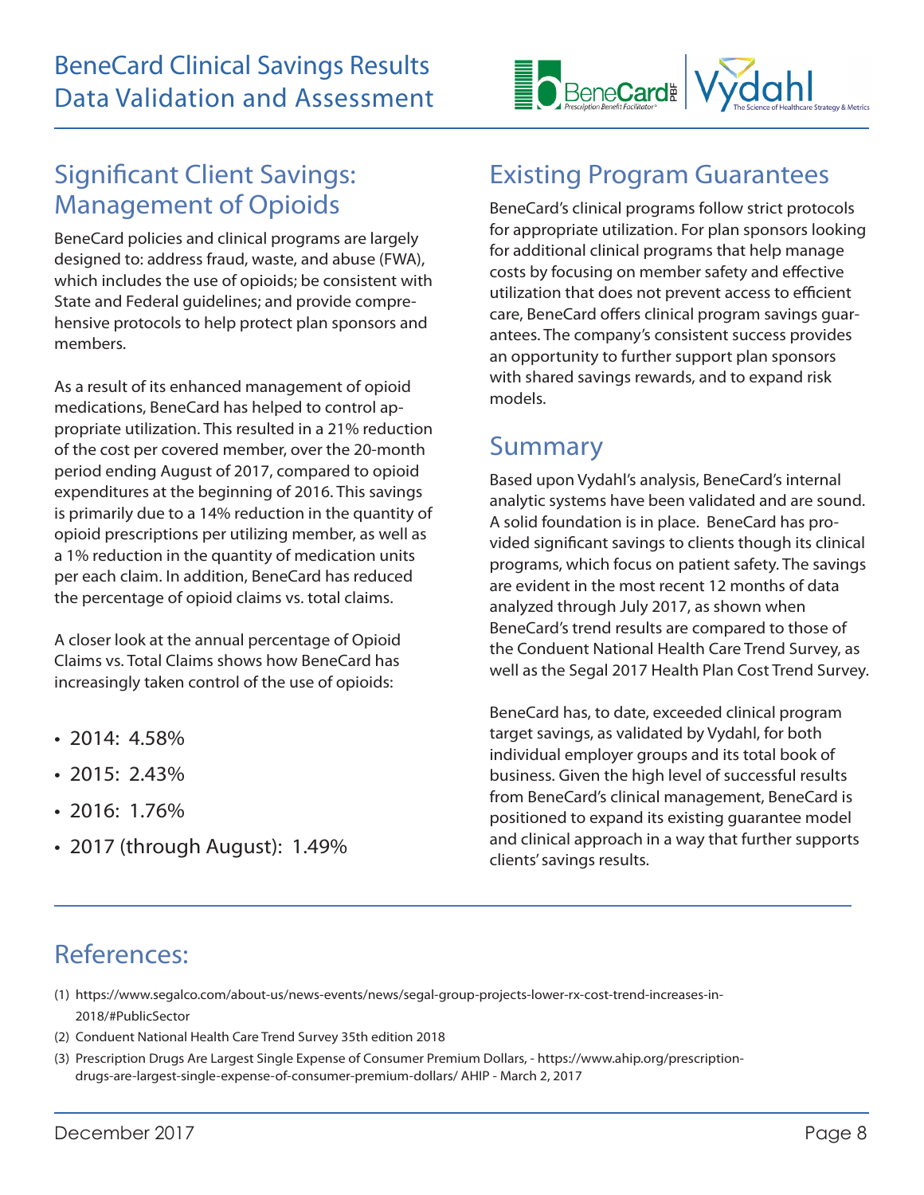## Significant Client Savings: Management of Opioids

BeneCard policies and clinical programs are largely designed to: address fraud, waste, and abuse (FWA), which includes the use of opioids; be consistent with State and Federal guidelines; and provide comprehensive protocols to help protect plan sponsors and members.

As a result of its enhanced management of opioid medications, BeneCard has helped to control appropriate utilization. This resulted in a 21% reduction of the cost per covered member, over the 20-month period ending August of 2017, compared to opioid expenditures at the beginning of 2016. This savings is primarily due to a 14% reduction in the quantity of opioid prescriptions per utilizing member, as well as a 1% reduction in the quantity of medication units per each claim. In addition, BeneCard has reduced the percentage of opioid claims vs. total claims.

A closer look at the annual percentage of Opioid Claims vs. Total Claims shows how BeneCard has increasingly taken control of the use of opioids:

- 2014: 4.58%
- 2015: 2.43%
- 2016: 1.76%
- 2017 (through August): 1.49%

## Existing Program Guarantees

BeneCard's clinical programs follow strict protocols for appropriate utilization. For plan sponsors looking for additional clinical programs that help manage costs by focusing on member safety and effective utilization that does not prevent access to efficient care, BeneCard offers clinical program savings guarantees. The company's consistent success provides an opportunity to further support plan sponsors with shared savings rewards, and to expand risk models.

## Summary

Based upon Vydahl's analysis, BeneCard's internal analytic systems have been validated and are sound. A solid foundation is in place. BeneCard has provided significant savings to clients though its clinical programs, which focus on patient safety. The savings are evident in the most recent 12 months of data analyzed through July 2017, as shown when BeneCard's trend results are compared to those of the Conduent National Health Care Trend Survey, as well as the Segal 2017 Health Plan Cost Trend Survey.

BeneCard has, to date, exceeded clinical program target savings, as validated by Vydahl, for both individual employer groups and its total book of business. Given the high level of successful results from BeneCard's clinical management, BeneCard is positioned to expand its existing guarantee model and clinical approach in a way that further supports clients' savings results.

## References:

(1) https://www.segalco.com/about-us/news-events/news/segal-group-projects-lower-rx-cost-trend-increases-in-2018/#PublicSector

(2) Conduent National Health Care Trend Survey 35th edition 2018

(3) Prescription Drugs Are Largest Single Expense of Consumer Premium Dollars, - https://www.ahip.org/prescription-drugs-are-largest-single-expense-of-consumer-premium-dollars/ AHIP - March 2, 2017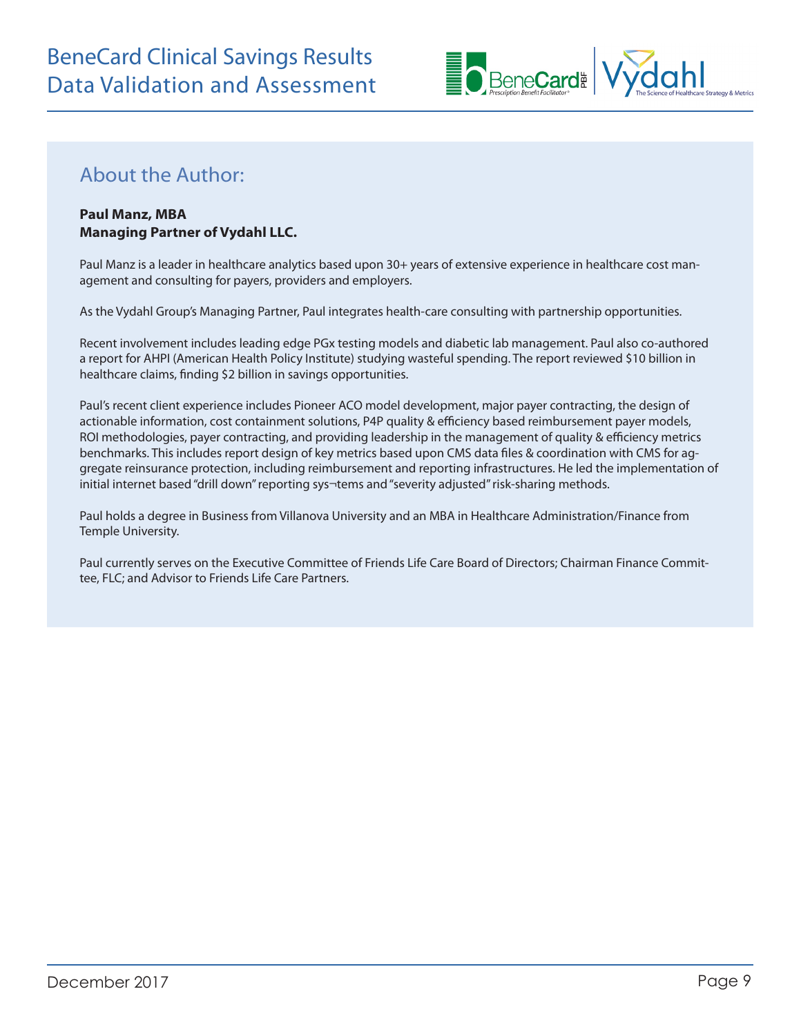## About the Author:

**Paul Manz, MBA**
**Managing Partner of Vydahl LLC.**

Paul Manz is a leader in healthcare analytics based upon 30+ years of extensive experience in healthcare cost management and consulting for payers, providers and employers.

As the Vydahl Group's Managing Partner, Paul integrates health-care consulting with partnership opportunities.

Recent involvement includes leading edge PGx testing models and diabetic lab management. Paul also co-authored a report for AHPI (American Health Policy Institute) studying wasteful spending. The report reviewed $10 billion in healthcare claims, finding $2 billion in savings opportunities.

Paul's recent client experience includes Pioneer ACO model development, major payer contracting, the design of actionable information, cost containment solutions, P4P quality & efficiency based reimbursement payer models, ROI methodologies, payer contracting, and providing leadership in the management of quality & efficiency metrics benchmarks. This includes report design of key metrics based upon CMS data files & coordination with CMS for aggregate reinsurance protection, including reimbursement and reporting infrastructures. He led the implementation of initial internet based "drill down" reporting sys¬tems and "severity adjusted" risk-sharing methods.

Paul holds a degree in Business from Villanova University and an MBA in Healthcare Administration/Finance from Temple University.

Paul currently serves on the Executive Committee of Friends Life Care Board of Directors; Chairman Finance Committee, FLC; and Advisor to Friends Life Care Partners.